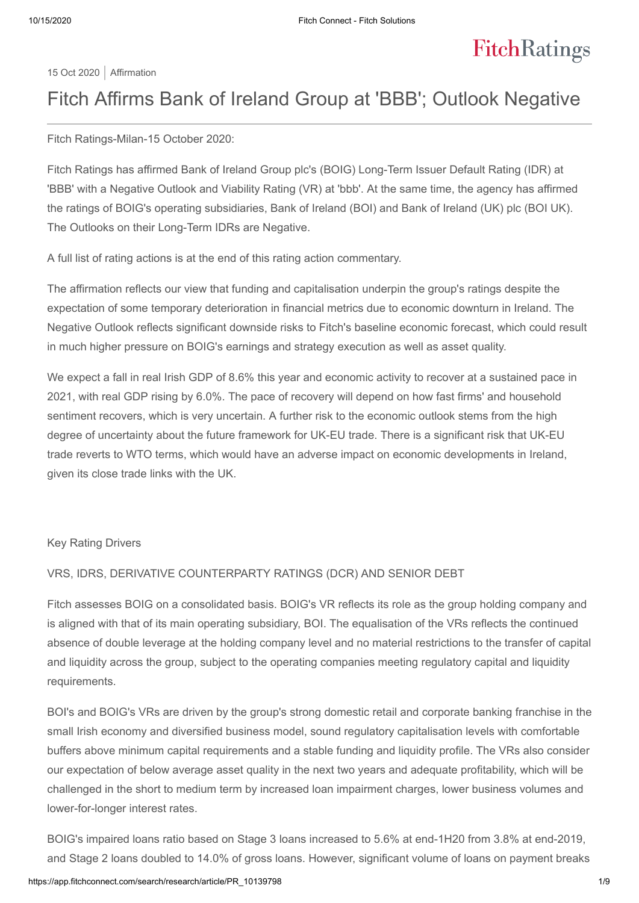15 Oct 2020 | Affirmation

# Fitch Affirms Bank of Ireland Group at 'BBB'; Outlook Negative

Fitch Ratings-Milan-15 October 2020:

Fitch Ratings has affirmed Bank of Ireland Group plc's (BOIG) Long-Term Issuer Default Rating (IDR) at 'BBB' with a Negative Outlook and Viability Rating (VR) at 'bbb'. At the same time, the agency has affirmed the ratings of BOIG's operating subsidiaries, Bank of Ireland (BOI) and Bank of Ireland (UK) plc (BOI UK). The Outlooks on their Long-Term IDRs are Negative.

A full list of rating actions is at the end of this rating action commentary.

The affirmation reflects our view that funding and capitalisation underpin the group's ratings despite the expectation of some temporary deterioration in financial metrics due to economic downturn in Ireland. The Negative Outlook reflects significant downside risks to Fitch's baseline economic forecast, which could result in much higher pressure on BOIG's earnings and strategy execution as well as asset quality.

We expect a fall in real Irish GDP of 8.6% this year and economic activity to recover at a sustained pace in 2021, with real GDP rising by 6.0%. The pace of recovery will depend on how fast firms' and household sentiment recovers, which is very uncertain. A further risk to the economic outlook stems from the high degree of uncertainty about the future framework for UK-EU trade. There is a significant risk that UK-EU trade reverts to WTO terms, which would have an adverse impact on economic developments in Ireland, given its close trade links with the UK.

## Key Rating Drivers

### VRS, IDRS, DERIVATIVE COUNTERPARTY RATINGS (DCR) AND SENIOR DEBT

Fitch assesses BOIG on a consolidated basis. BOIG's VR reflects its role as the group holding company and is aligned with that of its main operating subsidiary, BOI. The equalisation of the VRs reflects the continued absence of double leverage at the holding company level and no material restrictions to the transfer of capital and liquidity across the group, subject to the operating companies meeting regulatory capital and liquidity requirements.

BOI's and BOIG's VRs are driven by the group's strong domestic retail and corporate banking franchise in the small Irish economy and diversified business model, sound regulatory capitalisation levels with comfortable buffers above minimum capital requirements and a stable funding and liquidity profile. The VRs also consider our expectation of below average asset quality in the next two years and adequate profitability, which will be challenged in the short to medium term by increased loan impairment charges, lower business volumes and lower-for-longer interest rates.

BOIG's impaired loans ratio based on Stage 3 loans increased to 5.6% at end-1H20 from 3.8% at end-2019, and Stage 2 loans doubled to 14.0% of gross loans. However, significant volume of loans on payment breaks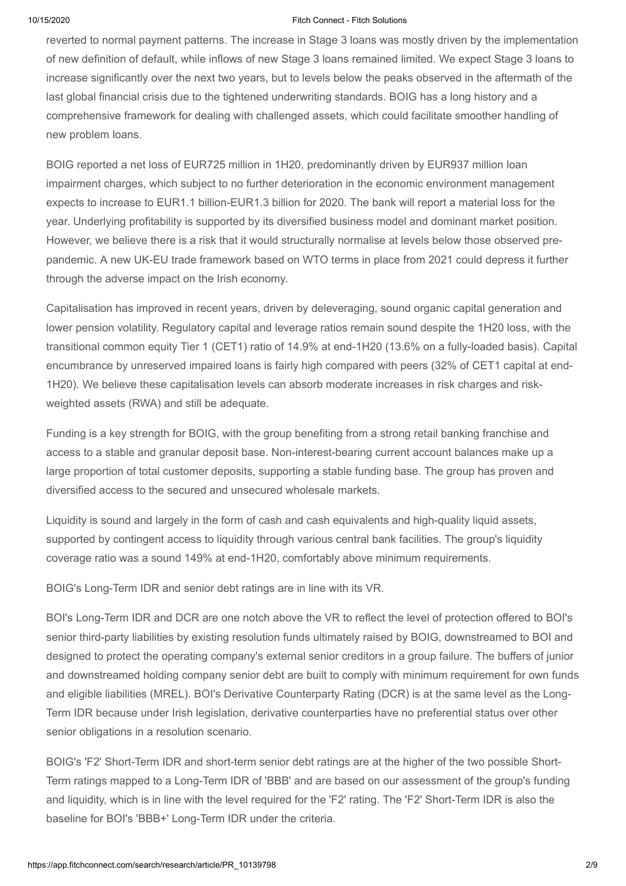reverted to normal payment patterns. The increase in Stage 3 loans was mostly driven by the implementation of new definition of default, while inflows of new Stage 3 loans remained limited. We expect Stage 3 loans to increase significantly over the next two years, but to levels below the peaks observed in the aftermath of the last global financial crisis due to the tightened underwriting standards. BOIG has a long history and a comprehensive framework for dealing with challenged assets, which could facilitate smoother handling of new problem loans.

BOIG reported a net loss of EUR725 million in 1H20, predominantly driven by EUR937 million loan impairment charges, which subject to no further deterioration in the economic environment management expects to increase to EUR1.1 billion-EUR1.3 billion for 2020. The bank will report a material loss for the year. Underlying profitability is supported by its diversified business model and dominant market position. However, we believe there is a risk that it would structurally normalise at levels below those observed pre-pandemic. A new UK-EU trade framework based on WTO terms in place from 2021 could depress it further through the adverse impact on the Irish economy.

Capitalisation has improved in recent years, driven by deleveraging, sound organic capital generation and lower pension volatility. Regulatory capital and leverage ratios remain sound despite the 1H20 loss, with the transitional common equity Tier 1 (CET1) ratio of 14.9% at end-1H20 (13.6% on a fully-loaded basis). Capital encumbrance by unreserved impaired loans is fairly high compared with peers (32% of CET1 capital at end-1H20). We believe these capitalisation levels can absorb moderate increases in risk charges and risk-weighted assets (RWA) and still be adequate.

Funding is a key strength for BOIG, with the group benefiting from a strong retail banking franchise and access to a stable and granular deposit base. Non-interest-bearing current account balances make up a large proportion of total customer deposits, supporting a stable funding base. The group has proven and diversified access to the secured and unsecured wholesale markets.

Liquidity is sound and largely in the form of cash and cash equivalents and high-quality liquid assets, supported by contingent access to liquidity through various central bank facilities. The group's liquidity coverage ratio was a sound 149% at end-1H20, comfortably above minimum requirements.

BOIG's Long-Term IDR and senior debt ratings are in line with its VR.

BOI's Long-Term IDR and DCR are one notch above the VR to reflect the level of protection offered to BOI's senior third-party liabilities by existing resolution funds ultimately raised by BOIG, downstreamed to BOI and designed to protect the operating company's external senior creditors in a group failure. The buffers of junior and downstreamed holding company senior debt are built to comply with minimum requirement for own funds and eligible liabilities (MREL). BOI's Derivative Counterparty Rating (DCR) is at the same level as the Long-Term IDR because under Irish legislation, derivative counterparties have no preferential status over other senior obligations in a resolution scenario.

BOIG's 'F2' Short-Term IDR and short-term senior debt ratings are at the higher of the two possible Short-Term ratings mapped to a Long-Term IDR of 'BBB' and are based on our assessment of the group's funding and liquidity, which is in line with the level required for the 'F2' rating. The 'F2' Short-Term IDR is also the baseline for BOI's 'BBB+' Long-Term IDR under the criteria.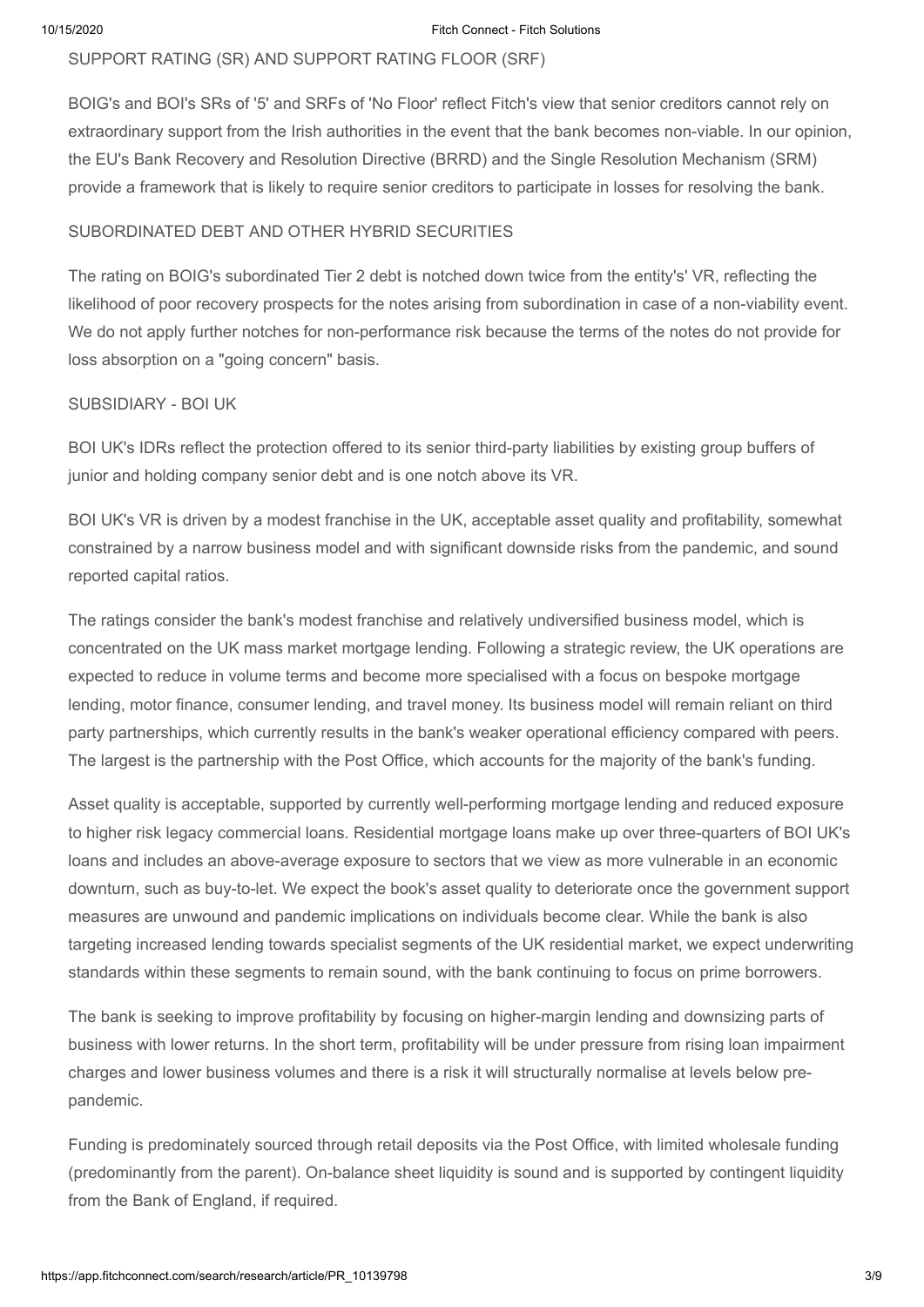SUPPORT RATING (SR) AND SUPPORT RATING FLOOR (SRF)

BOIG's and BOI's SRs of '5' and SRFs of 'No Floor' reflect Fitch's view that senior creditors cannot rely on extraordinary support from the Irish authorities in the event that the bank becomes non-viable. In our opinion, the EU's Bank Recovery and Resolution Directive (BRRD) and the Single Resolution Mechanism (SRM) provide a framework that is likely to require senior creditors to participate in losses for resolving the bank.

SUBORDINATED DEBT AND OTHER HYBRID SECURITIES

The rating on BOIG's subordinated Tier 2 debt is notched down twice from the entity's' VR, reflecting the likelihood of poor recovery prospects for the notes arising from subordination in case of a non-viability event. We do not apply further notches for non-performance risk because the terms of the notes do not provide for loss absorption on a "going concern" basis.

SUBSIDIARY - BOI UK

BOI UK's IDRs reflect the protection offered to its senior third-party liabilities by existing group buffers of junior and holding company senior debt and is one notch above its VR.

BOI UK's VR is driven by a modest franchise in the UK, acceptable asset quality and profitability, somewhat constrained by a narrow business model and with significant downside risks from the pandemic, and sound reported capital ratios.

The ratings consider the bank's modest franchise and relatively undiversified business model, which is concentrated on the UK mass market mortgage lending. Following a strategic review, the UK operations are expected to reduce in volume terms and become more specialised with a focus on bespoke mortgage lending, motor finance, consumer lending, and travel money. Its business model will remain reliant on third party partnerships, which currently results in the bank's weaker operational efficiency compared with peers. The largest is the partnership with the Post Office, which accounts for the majority of the bank's funding.

Asset quality is acceptable, supported by currently well-performing mortgage lending and reduced exposure to higher risk legacy commercial loans. Residential mortgage loans make up over three-quarters of BOI UK's loans and includes an above-average exposure to sectors that we view as more vulnerable in an economic downturn, such as buy-to-let. We expect the book's asset quality to deteriorate once the government support measures are unwound and pandemic implications on individuals become clear. While the bank is also targeting increased lending towards specialist segments of the UK residential market, we expect underwriting standards within these segments to remain sound, with the bank continuing to focus on prime borrowers.

The bank is seeking to improve profitability by focusing on higher-margin lending and downsizing parts of business with lower returns. In the short term, profitability will be under pressure from rising loan impairment charges and lower business volumes and there is a risk it will structurally normalise at levels below pre-pandemic.

Funding is predominately sourced through retail deposits via the Post Office, with limited wholesale funding (predominantly from the parent). On-balance sheet liquidity is sound and is supported by contingent liquidity from the Bank of England, if required.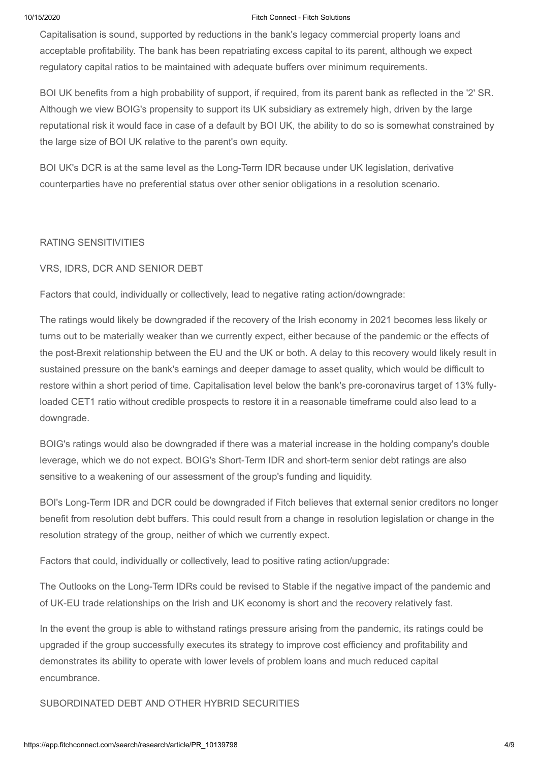Capitalisation is sound, supported by reductions in the bank's legacy commercial property loans and acceptable profitability. The bank has been repatriating excess capital to its parent, although we expect regulatory capital ratios to be maintained with adequate buffers over minimum requirements.

BOI UK benefits from a high probability of support, if required, from its parent bank as reflected in the '2' SR. Although we view BOIG's propensity to support its UK subsidiary as extremely high, driven by the large reputational risk it would face in case of a default by BOI UK, the ability to do so is somewhat constrained by the large size of BOI UK relative to the parent's own equity.

BOI UK's DCR is at the same level as the Long-Term IDR because under UK legislation, derivative counterparties have no preferential status over other senior obligations in a resolution scenario.

## RATING SENSITIVITIES

### VRS, IDRS, DCR AND SENIOR DEBT

Factors that could, individually or collectively, lead to negative rating action/downgrade:

The ratings would likely be downgraded if the recovery of the Irish economy in 2021 becomes less likely or turns out to be materially weaker than we currently expect, either because of the pandemic or the effects of the post-Brexit relationship between the EU and the UK or both. A delay to this recovery would likely result in sustained pressure on the bank's earnings and deeper damage to asset quality, which would be difficult to restore within a short period of time. Capitalisation level below the bank's pre-coronavirus target of 13% fully-loaded CET1 ratio without credible prospects to restore it in a reasonable timeframe could also lead to a downgrade.

BOIG's ratings would also be downgraded if there was a material increase in the holding company's double leverage, which we do not expect. BOIG's Short-Term IDR and short-term senior debt ratings are also sensitive to a weakening of our assessment of the group's funding and liquidity.

BOI's Long-Term IDR and DCR could be downgraded if Fitch believes that external senior creditors no longer benefit from resolution debt buffers. This could result from a change in resolution legislation or change in the resolution strategy of the group, neither of which we currently expect.

Factors that could, individually or collectively, lead to positive rating action/upgrade:

The Outlooks on the Long-Term IDRs could be revised to Stable if the negative impact of the pandemic and of UK-EU trade relationships on the Irish and UK economy is short and the recovery relatively fast.

In the event the group is able to withstand ratings pressure arising from the pandemic, its ratings could be upgraded if the group successfully executes its strategy to improve cost efficiency and profitability and demonstrates its ability to operate with lower levels of problem loans and much reduced capital encumbrance.

### SUBORDINATED DEBT AND OTHER HYBRID SECURITIES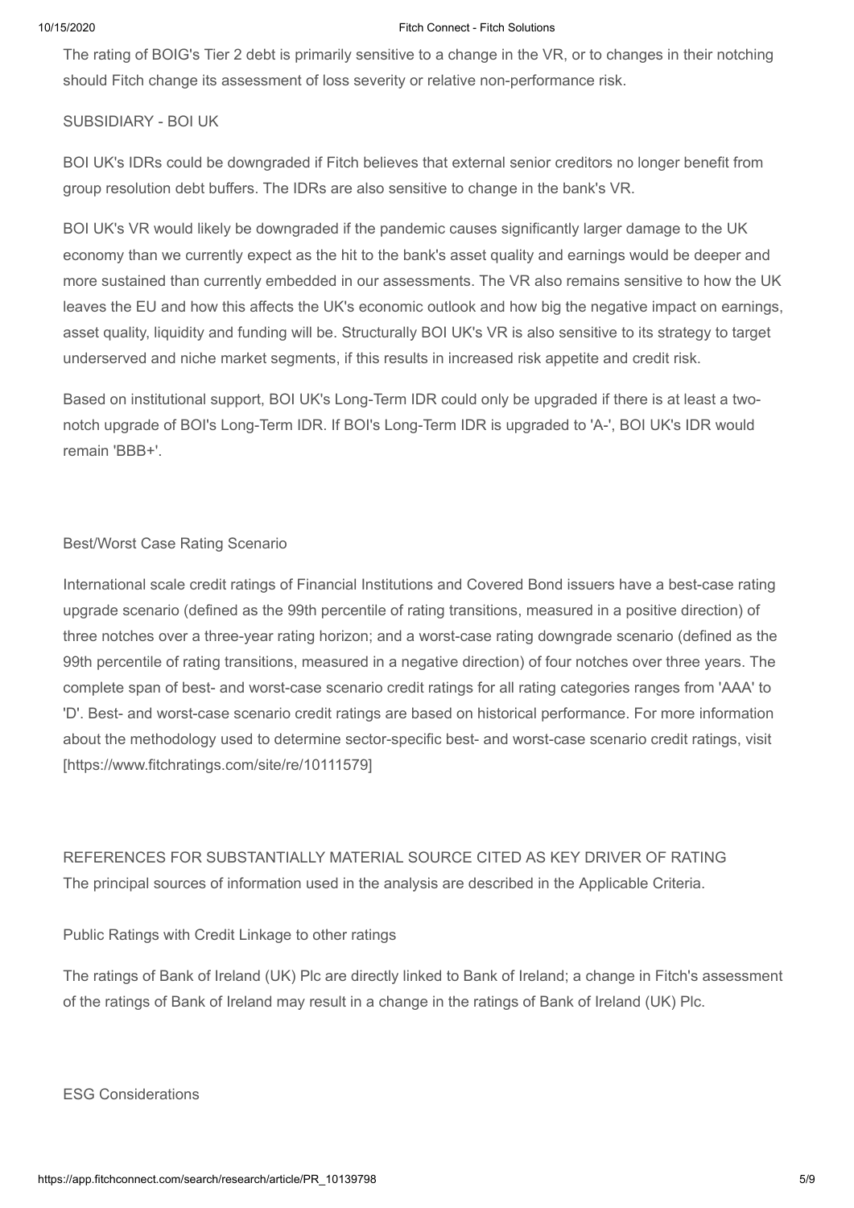The rating of BOIG's Tier 2 debt is primarily sensitive to a change in the VR, or to changes in their notching should Fitch change its assessment of loss severity or relative non-performance risk.

SUBSIDIARY - BOI UK

BOI UK's IDRs could be downgraded if Fitch believes that external senior creditors no longer benefit from group resolution debt buffers. The IDRs are also sensitive to change in the bank's VR.

BOI UK's VR would likely be downgraded if the pandemic causes significantly larger damage to the UK economy than we currently expect as the hit to the bank's asset quality and earnings would be deeper and more sustained than currently embedded in our assessments. The VR also remains sensitive to how the UK leaves the EU and how this affects the UK's economic outlook and how big the negative impact on earnings, asset quality, liquidity and funding will be. Structurally BOI UK's VR is also sensitive to its strategy to target underserved and niche market segments, if this results in increased risk appetite and credit risk.

Based on institutional support, BOI UK's Long-Term IDR could only be upgraded if there is at least a two-notch upgrade of BOI's Long-Term IDR. If BOI's Long-Term IDR is upgraded to 'A-', BOI UK's IDR would remain 'BBB+'.

Best/Worst Case Rating Scenario

International scale credit ratings of Financial Institutions and Covered Bond issuers have a best-case rating upgrade scenario (defined as the 99th percentile of rating transitions, measured in a positive direction) of three notches over a three-year rating horizon; and a worst-case rating downgrade scenario (defined as the 99th percentile of rating transitions, measured in a negative direction) of four notches over three years. The complete span of best- and worst-case scenario credit ratings for all rating categories ranges from 'AAA' to 'D'. Best- and worst-case scenario credit ratings are based on historical performance. For more information about the methodology used to determine sector-specific best- and worst-case scenario credit ratings, visit [https://www.fitchratings.com/site/re/10111579]

REFERENCES FOR SUBSTANTIALLY MATERIAL SOURCE CITED AS KEY DRIVER OF RATING
The principal sources of information used in the analysis are described in the Applicable Criteria.

Public Ratings with Credit Linkage to other ratings

The ratings of Bank of Ireland (UK) Plc are directly linked to Bank of Ireland; a change in Fitch's assessment of the ratings of Bank of Ireland may result in a change in the ratings of Bank of Ireland (UK) Plc.

ESG Considerations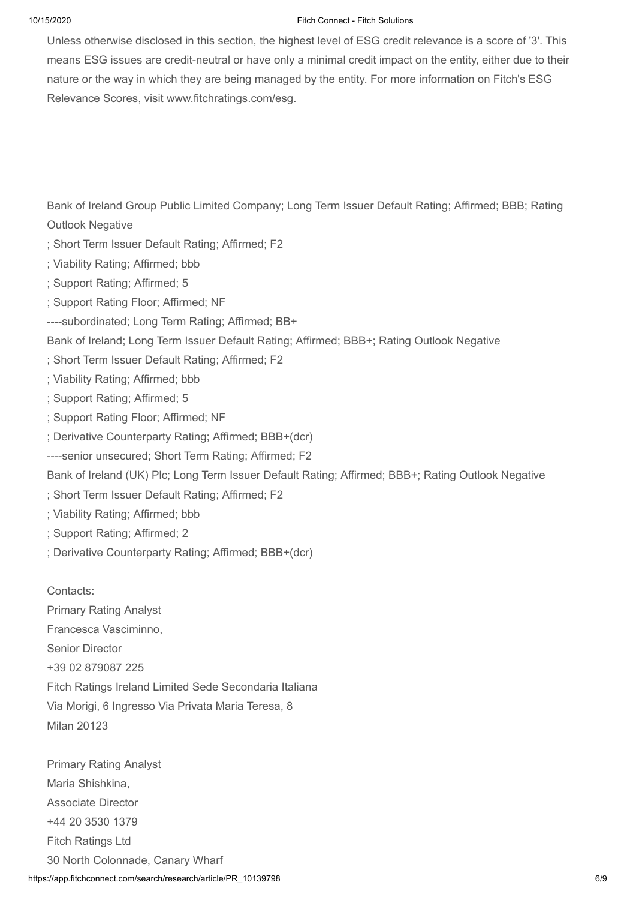Unless otherwise disclosed in this section, the highest level of ESG credit relevance is a score of '3'. This means ESG issues are credit-neutral or have only a minimal credit impact on the entity, either due to their nature or the way in which they are being managed by the entity. For more information on Fitch's ESG Relevance Scores, visit www.fitchratings.com/esg.

Bank of Ireland Group Public Limited Company; Long Term Issuer Default Rating; Affirmed; BBB; Rating Outlook Negative

; Short Term Issuer Default Rating; Affirmed; F2

; Viability Rating; Affirmed; bbb

; Support Rating; Affirmed; 5

; Support Rating Floor; Affirmed; NF

----subordinated; Long Term Rating; Affirmed; BB+

Bank of Ireland; Long Term Issuer Default Rating; Affirmed; BBB+; Rating Outlook Negative

; Short Term Issuer Default Rating; Affirmed; F2

; Viability Rating; Affirmed; bbb

; Support Rating; Affirmed; 5

; Support Rating Floor; Affirmed; NF

; Derivative Counterparty Rating; Affirmed; BBB+(dcr)

----senior unsecured; Short Term Rating; Affirmed; F2

Bank of Ireland (UK) Plc; Long Term Issuer Default Rating; Affirmed; BBB+; Rating Outlook Negative

; Short Term Issuer Default Rating; Affirmed; F2

; Viability Rating; Affirmed; bbb

; Support Rating; Affirmed; 2

; Derivative Counterparty Rating; Affirmed; BBB+(dcr)

Contacts:

Primary Rating Analyst

Francesca Vasciminno,

Senior Director

+39 02 879087 225

Fitch Ratings Ireland Limited Sede Secondaria Italiana

Via Morigi, 6 Ingresso Via Privata Maria Teresa, 8

Milan 20123

Primary Rating Analyst

Maria Shishkina,

Associate Director

+44 20 3530 1379

Fitch Ratings Ltd

30 North Colonnade, Canary Wharf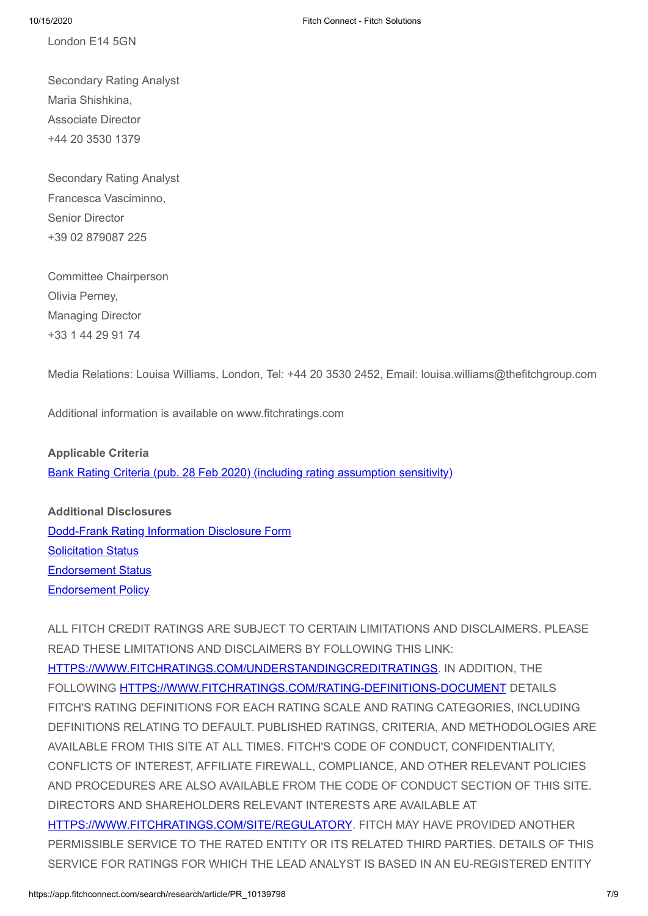London E14 5GN

Secondary Rating Analyst
Maria Shishkina,
Associate Director
+44 20 3530 1379

Secondary Rating Analyst
Francesca Vasciminno,
Senior Director
+39 02 879087 225

Committee Chairperson
Olivia Perney,
Managing Director
+33 1 44 29 91 74

Media Relations: Louisa Williams, London, Tel: +44 20 3530 2452, Email: louisa.williams@thefitchgroup.com

Additional information is available on www.fitchratings.com

**Applicable Criteria**

[Bank Rating Criteria (pub. 28 Feb 2020) (including rating assumption sensitivity)]()

**Additional Disclosures**

[Dodd-Frank Rating Information Disclosure Form]()
[Solicitation Status]()
[Endorsement Status]()
[Endorsement Policy]()

ALL FITCH CREDIT RATINGS ARE SUBJECT TO CERTAIN LIMITATIONS AND DISCLAIMERS. PLEASE READ THESE LIMITATIONS AND DISCLAIMERS BY FOLLOWING THIS LINK: [HTTPS://WWW.FITCHRATINGS.COM/UNDERSTANDINGCREDITRATINGS](HTTPS://WWW.FITCHRATINGS.COM/UNDERSTANDINGCREDITRATINGS). IN ADDITION, THE FOLLOWING [HTTPS://WWW.FITCHRATINGS.COM/RATING-DEFINITIONS-DOCUMENT](HTTPS://WWW.FITCHRATINGS.COM/RATING-DEFINITIONS-DOCUMENT) DETAILS FITCH'S RATING DEFINITIONS FOR EACH RATING SCALE AND RATING CATEGORIES, INCLUDING DEFINITIONS RELATING TO DEFAULT. PUBLISHED RATINGS, CRITERIA, AND METHODOLOGIES ARE AVAILABLE FROM THIS SITE AT ALL TIMES. FITCH'S CODE OF CONDUCT, CONFIDENTIALITY, CONFLICTS OF INTEREST, AFFILIATE FIREWALL, COMPLIANCE, AND OTHER RELEVANT POLICIES AND PROCEDURES ARE ALSO AVAILABLE FROM THE CODE OF CONDUCT SECTION OF THIS SITE. DIRECTORS AND SHAREHOLDERS RELEVANT INTERESTS ARE AVAILABLE AT [HTTPS://WWW.FITCHRATINGS.COM/SITE/REGULATORY](HTTPS://WWW.FITCHRATINGS.COM/SITE/REGULATORY). FITCH MAY HAVE PROVIDED ANOTHER PERMISSIBLE SERVICE TO THE RATED ENTITY OR ITS RELATED THIRD PARTIES. DETAILS OF THIS SERVICE FOR RATINGS FOR WHICH THE LEAD ANALYST IS BASED IN AN EU-REGISTERED ENTITY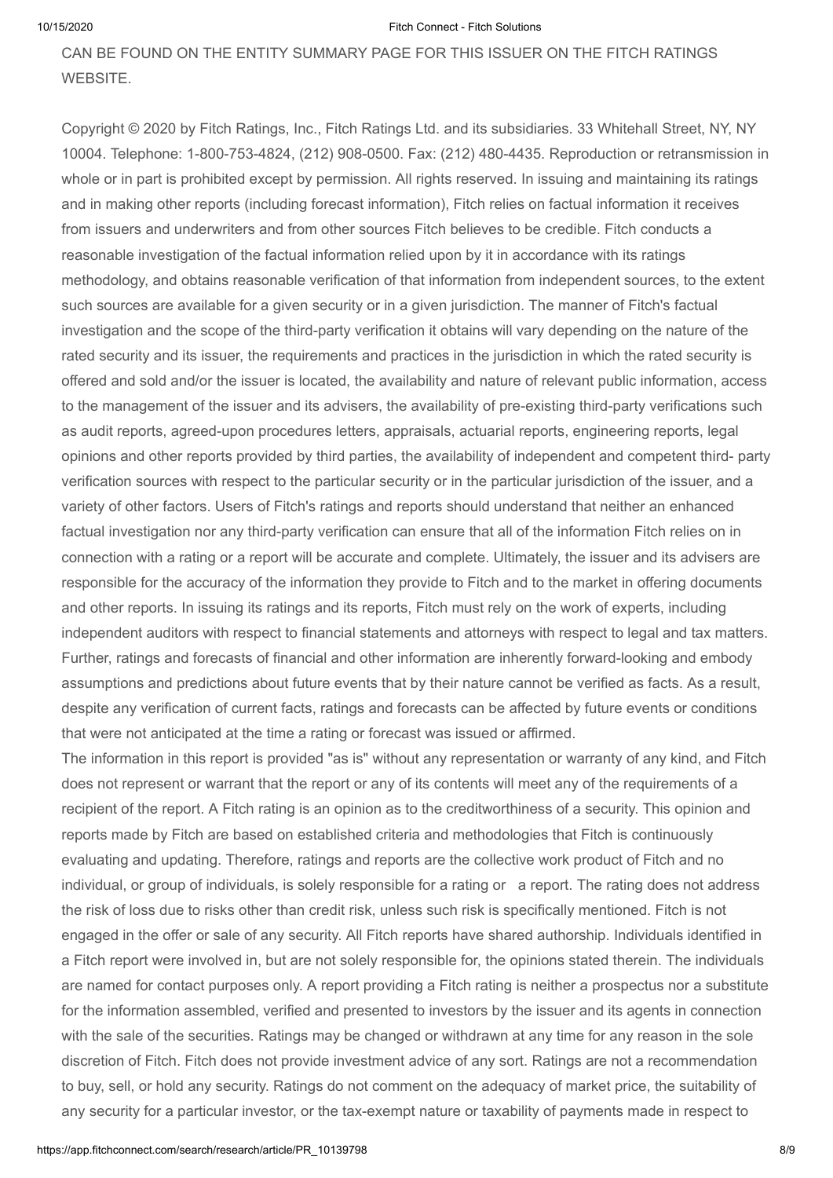CAN BE FOUND ON THE ENTITY SUMMARY PAGE FOR THIS ISSUER ON THE FITCH RATINGS WEBSITE.

Copyright © 2020 by Fitch Ratings, Inc., Fitch Ratings Ltd. and its subsidiaries. 33 Whitehall Street, NY, NY 10004. Telephone: 1-800-753-4824, (212) 908-0500. Fax: (212) 480-4435. Reproduction or retransmission in whole or in part is prohibited except by permission. All rights reserved. In issuing and maintaining its ratings and in making other reports (including forecast information), Fitch relies on factual information it receives from issuers and underwriters and from other sources Fitch believes to be credible. Fitch conducts a reasonable investigation of the factual information relied upon by it in accordance with its ratings methodology, and obtains reasonable verification of that information from independent sources, to the extent such sources are available for a given security or in a given jurisdiction. The manner of Fitch's factual investigation and the scope of the third-party verification it obtains will vary depending on the nature of the rated security and its issuer, the requirements and practices in the jurisdiction in which the rated security is offered and sold and/or the issuer is located, the availability and nature of relevant public information, access to the management of the issuer and its advisers, the availability of pre-existing third-party verifications such as audit reports, agreed-upon procedures letters, appraisals, actuarial reports, engineering reports, legal opinions and other reports provided by third parties, the availability of independent and competent third- party verification sources with respect to the particular security or in the particular jurisdiction of the issuer, and a variety of other factors. Users of Fitch's ratings and reports should understand that neither an enhanced factual investigation nor any third-party verification can ensure that all of the information Fitch relies on in connection with a rating or a report will be accurate and complete. Ultimately, the issuer and its advisers are responsible for the accuracy of the information they provide to Fitch and to the market in offering documents and other reports. In issuing its ratings and its reports, Fitch must rely on the work of experts, including independent auditors with respect to financial statements and attorneys with respect to legal and tax matters. Further, ratings and forecasts of financial and other information are inherently forward-looking and embody assumptions and predictions about future events that by their nature cannot be verified as facts. As a result, despite any verification of current facts, ratings and forecasts can be affected by future events or conditions that were not anticipated at the time a rating or forecast was issued or affirmed.

The information in this report is provided "as is" without any representation or warranty of any kind, and Fitch does not represent or warrant that the report or any of its contents will meet any of the requirements of a recipient of the report. A Fitch rating is an opinion as to the creditworthiness of a security. This opinion and reports made by Fitch are based on established criteria and methodologies that Fitch is continuously evaluating and updating. Therefore, ratings and reports are the collective work product of Fitch and no individual, or group of individuals, is solely responsible for a rating or a report. The rating does not address the risk of loss due to risks other than credit risk, unless such risk is specifically mentioned. Fitch is not engaged in the offer or sale of any security. All Fitch reports have shared authorship. Individuals identified in a Fitch report were involved in, but are not solely responsible for, the opinions stated therein. The individuals are named for contact purposes only. A report providing a Fitch rating is neither a prospectus nor a substitute for the information assembled, verified and presented to investors by the issuer and its agents in connection with the sale of the securities. Ratings may be changed or withdrawn at any time for any reason in the sole discretion of Fitch. Fitch does not provide investment advice of any sort. Ratings are not a recommendation to buy, sell, or hold any security. Ratings do not comment on the adequacy of market price, the suitability of any security for a particular investor, or the tax-exempt nature or taxability of payments made in respect to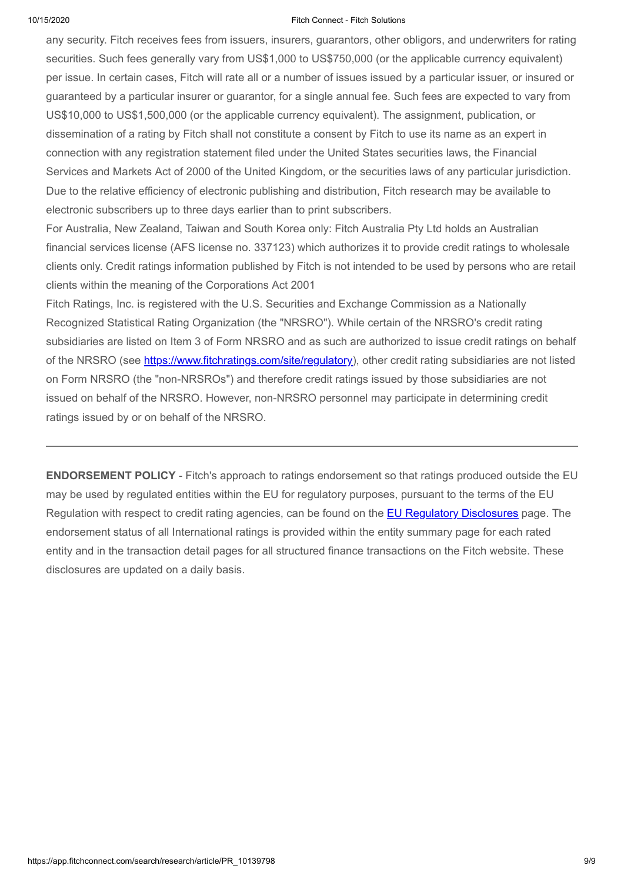any security. Fitch receives fees from issuers, insurers, guarantors, other obligors, and underwriters for rating securities. Such fees generally vary from US$1,000 to US$750,000 (or the applicable currency equivalent) per issue. In certain cases, Fitch will rate all or a number of issues issued by a particular issuer, or insured or guaranteed by a particular insurer or guarantor, for a single annual fee. Such fees are expected to vary from US$10,000 to US$1,500,000 (or the applicable currency equivalent). The assignment, publication, or dissemination of a rating by Fitch shall not constitute a consent by Fitch to use its name as an expert in connection with any registration statement filed under the United States securities laws, the Financial Services and Markets Act of 2000 of the United Kingdom, or the securities laws of any particular jurisdiction. Due to the relative efficiency of electronic publishing and distribution, Fitch research may be available to electronic subscribers up to three days earlier than to print subscribers.

For Australia, New Zealand, Taiwan and South Korea only: Fitch Australia Pty Ltd holds an Australian financial services license (AFS license no. 337123) which authorizes it to provide credit ratings to wholesale clients only. Credit ratings information published by Fitch is not intended to be used by persons who are retail clients within the meaning of the Corporations Act 2001

Fitch Ratings, Inc. is registered with the U.S. Securities and Exchange Commission as a Nationally Recognized Statistical Rating Organization (the "NRSRO"). While certain of the NRSRO's credit rating subsidiaries are listed on Item 3 of Form NRSRO and as such are authorized to issue credit ratings on behalf of the NRSRO (see https://www.fitchratings.com/site/regulatory), other credit rating subsidiaries are not listed on Form NRSRO (the "non-NRSROs") and therefore credit ratings issued by those subsidiaries are not issued on behalf of the NRSRO. However, non-NRSRO personnel may participate in determining credit ratings issued by or on behalf of the NRSRO.

---

**ENDORSEMENT POLICY** - Fitch's approach to ratings endorsement so that ratings produced outside the EU may be used by regulated entities within the EU for regulatory purposes, pursuant to the terms of the EU Regulation with respect to credit rating agencies, can be found on the EU Regulatory Disclosures page. The endorsement status of all International ratings is provided within the entity summary page for each rated entity and in the transaction detail pages for all structured finance transactions on the Fitch website. These disclosures are updated on a daily basis.